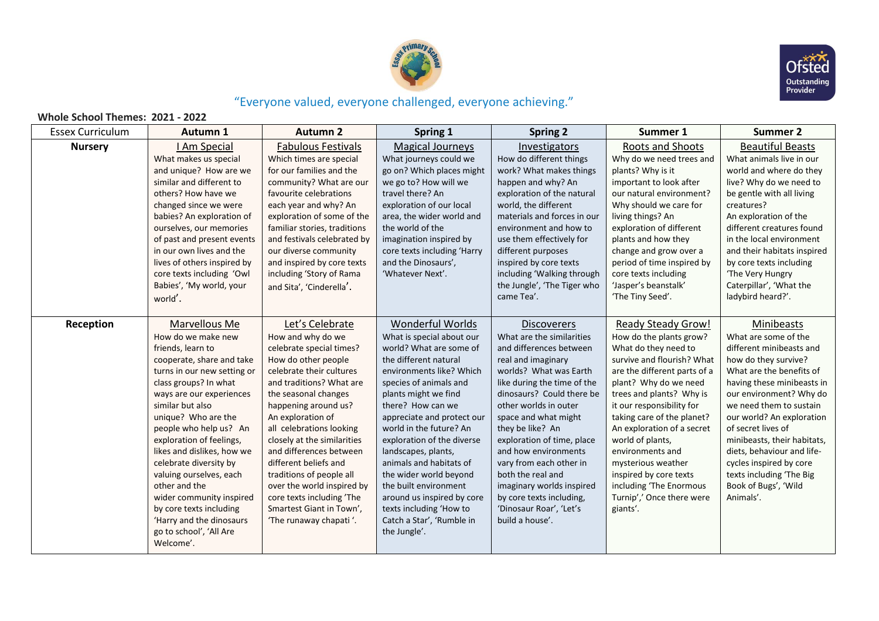"Everyone valued, everyone challenged, everyone achieving."

**Whole School Themes: 2021 - 2022**

| Essex Curriculum | Autumn 1 | Autumn 2 | Spring 1 | Spring 2 | Summer 1 | Summer 2 |
|---|---|---|---|---|---|---|
| **Nursery** | I Am Special<br>What makes us special and unique? How are we similar and different to others? How have we changed since we were babies? An exploration of ourselves, our memories of past and present events in our own lives and the lives of others inspired by core texts including 'Owl Babies', 'My world, your world'. | Fabulous Festivals<br>Which times are special for our families and the community? What are our favourite celebrations each year and why? An exploration of some of the familiar stories, traditions and festivals celebrated by our diverse community and inspired by core texts including 'Story of Rama and Sita', 'Cinderella'. | Magical Journeys<br>What journeys could we go on? Which places might we go to? How will we travel there? An exploration of our local area, the wider world and the world of the imagination inspired by core texts including 'Harry and the Dinosaurs', 'Whatever Next'. | Investigators<br>How do different things work? What makes things happen and why? An exploration of the natural world, the different materials and forces in our environment and how to use them effectively for different purposes inspired by core texts including 'Walking through the Jungle', 'The Tiger who came Tea'. | Roots and Shoots<br>Why do we need trees and plants? Why is it important to look after our natural environment? Why should we care for living things? An exploration of different plants and how they change and grow over a period of time inspired by core texts including 'Jasper's beanstalk' 'The Tiny Seed'. | Beautiful Beasts<br>What animals live in our world and where do they live? Why do we need to be gentle with all living creatures?<br>An exploration of the different creatures found in the local environment and their habitats inspired by core texts including 'The Very Hungry Caterpillar', 'What the ladybird heard?'. |
| **Reception** | Marvellous Me<br>How do we make new friends, learn to cooperate, share and take turns in our new setting or class groups? In what ways are our experiences similar but also unique? Who are the people who help us? An exploration of feelings, likes and dislikes, how we celebrate diversity by valuing ourselves, each other and the wider community inspired by core texts including 'Harry and the dinosaurs go to school', 'All Are Welcome'. | Let's Celebrate<br>How and why do we celebrate special times? How do other people celebrate their cultures and traditions? What are the seasonal changes happening around us? An exploration of all celebrations looking closely at the similarities and differences between different beliefs and traditions of people all over the world inspired by core texts including 'The Smartest Giant in Town', 'The runaway chapati '. | Wonderful Worlds<br>What is special about our world? What are some of the different natural environments like? Which species of animals and plants might we find there? How can we appreciate and protect our world in the future? An exploration of the diverse landscapes, plants, animals and habitats of the wider world beyond the built environment around us inspired by core texts including 'How to Catch a Star', 'Rumble in the Jungle'. | Discoverers<br>What are the similarities and differences between real and imaginary worlds? What was Earth like during the time of the dinosaurs? Could there be other worlds in outer space and what might they be like? An exploration of time, place and how environments vary from each other in both the real and imaginary worlds inspired by core texts including, 'Dinosaur Roar', 'Let's build a house'. | Ready Steady Grow!<br>How do the plants grow? What do they need to survive and flourish? What are the different parts of a plant? Why do we need trees and plants? Why is it our responsibility for taking care of the planet? An exploration of a secret world of plants, environments and mysterious weather inspired by core texts including 'The Enormous Turnip',' Once there were giants'. | Minibeasts<br>What are some of the different minibeasts and how do they survive? What are the benefits of having these minibeasts in our environment? Why do we need them to sustain our world? An exploration of secret lives of minibeasts, their habitats, diets, behaviour and life-cycles inspired by core texts including 'The Big Book of Bugs', 'Wild Animals'. |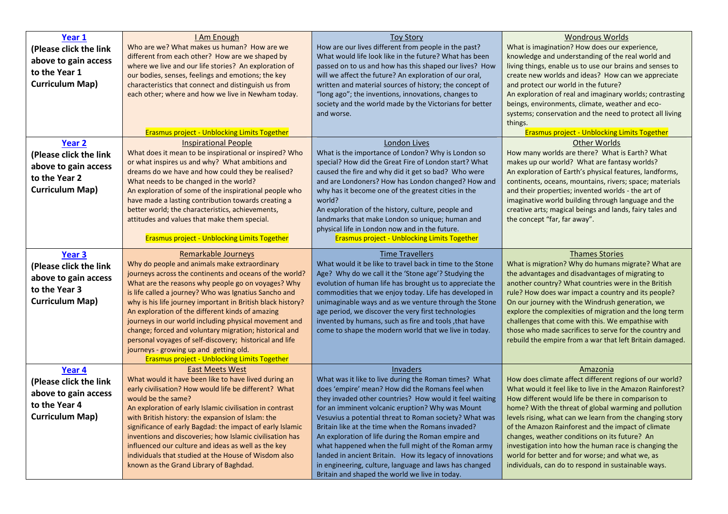| | | | |
|---|---|---|---|
| **Year 1** (Please click the link above to gain access to the Year 1 Curriculum Map) | I Am Enough<br>Who are we? What makes us human? How are we different from each other? How are we shaped by where we live and our life stories? An exploration of our bodies, senses, feelings and emotions; the key characteristics that connect and distinguish us from each other; where and how we live in Newham today.<br>Erasmus project - Unblocking Limits Together | Toy Story<br>How are our lives different from people in the past? What would life look like in the future? What has been passed on to us and how has this shaped our lives? How will we affect the future? An exploration of our oral, written and material sources of history; the concept of "long ago"; the inventions, innovations, changes to society and the world made by the Victorians for better and worse. | Wondrous Worlds<br>What is imagination? How does our experience, knowledge and understanding of the real world and living things, enable us to use our brains and senses to create new worlds and ideas? How can we appreciate and protect our world in the future?<br>An exploration of real and imaginary worlds; contrasting beings, environments, climate, weather and eco-systems; conservation and the need to protect all living things.<br>Erasmus project - Unblocking Limits Together |
| **Year 2** (Please click the link above to gain access to the Year 2 Curriculum Map) | Inspirational People<br>What does it mean to be inspirational or inspired? Who or what inspires us and why? What ambitions and dreams do we have and how could they be realised? What needs to be changed in the world?<br>An exploration of some of the inspirational people who have made a lasting contribution towards creating a better world; the characteristics, achievements, attitudes and values that make them special.<br>Erasmus project - Unblocking Limits Together | London Lives<br>What is the importance of London? Why is London so special? How did the Great Fire of London start? What caused the fire and why did it get so bad? Who were and are Londoners? How has London changed? How and why has it become one of the greatest cities in the world?<br>An exploration of the history, culture, people and landmarks that make London so unique; human and physical life in London now and in the future.<br>Erasmus project - Unblocking Limits Together | Other Worlds<br>How many worlds are there? What is Earth? What makes up our world? What are fantasy worlds?<br>An exploration of Earth's physical features, landforms, continents, oceans, mountains, rivers; space; materials and their properties; invented worlds - the art of imaginative world building through language and the creative arts; magical beings and lands, fairy tales and the concept "far, far away". |
| **Year 3** (Please click the link above to gain access to the Year 3 Curriculum Map) | Remarkable Journeys<br>Why do people and animals make extraordinary journeys across the continents and oceans of the world? What are the reasons why people go on voyages? Why is life called a journey? Who was Ignatius Sancho and why is his life journey important in British black history? An exploration of the different kinds of amazing journeys in our world including physical movement and change; forced and voluntary migration; historical and personal voyages of self-discovery; historical and life journeys - growing up and getting old.<br>Erasmus project - Unblocking Limits Together | Time Travellers<br>What would it be like to travel back in time to the Stone Age? Why do we call it the 'Stone age'? Studying the evolution of human life has brought us to appreciate the commodities that we enjoy today. Life has developed in unimaginable ways and as we venture through the Stone age period, we discover the very first technologies invented by humans, such as fire and tools ,that have come to shape the modern world that we live in today. | Thames Stories<br>What is migration? Why do humans migrate? What are the advantages and disadvantages of migrating to another country? What countries were in the British rule? How does war impact a country and its people? On our journey with the Windrush generation, we explore the complexities of migration and the long term challenges that come with this. We empathise with those who made sacrifices to serve for the country and rebuild the empire from a war that left Britain damaged. |
| **Year 4** (Please click the link above to gain access to the Year 4 Curriculum Map) | East Meets West<br>What would it have been like to have lived during an early civilisation? How would life be different? What would be the same?<br>An exploration of early Islamic civilisation in contrast with British history: the expansion of Islam: the significance of early Bagdad: the impact of early Islamic inventions and discoveries; how Islamic civilisation has influenced our culture and ideas as well as the key individuals that studied at the House of Wisdom also known as the Grand Library of Baghdad. | Invaders<br>What was it like to live during the Roman times? What does 'empire' mean? How did the Romans feel when they invaded other countries? How would it feel waiting for an imminent volcanic eruption? Why was Mount Vesuvius a potential threat to Roman society? What was Britain like at the time when the Romans invaded?<br>An exploration of life during the Roman empire and what happened when the full might of the Roman army landed in ancient Britain. How its legacy of innovations in engineering, culture, language and laws has changed Britain and shaped the world we live in today. | Amazonia<br>How does climate affect different regions of our world? What would it feel like to live in the Amazon Rainforest? How different would life be there in comparison to home? With the threat of global warming and pollution levels rising, what can we learn from the changing story of the Amazon Rainforest and the impact of climate changes, weather conditions on its future? An investigation into how the human race is changing the world for better and for worse; and what we, as individuals, can do to respond in sustainable ways. |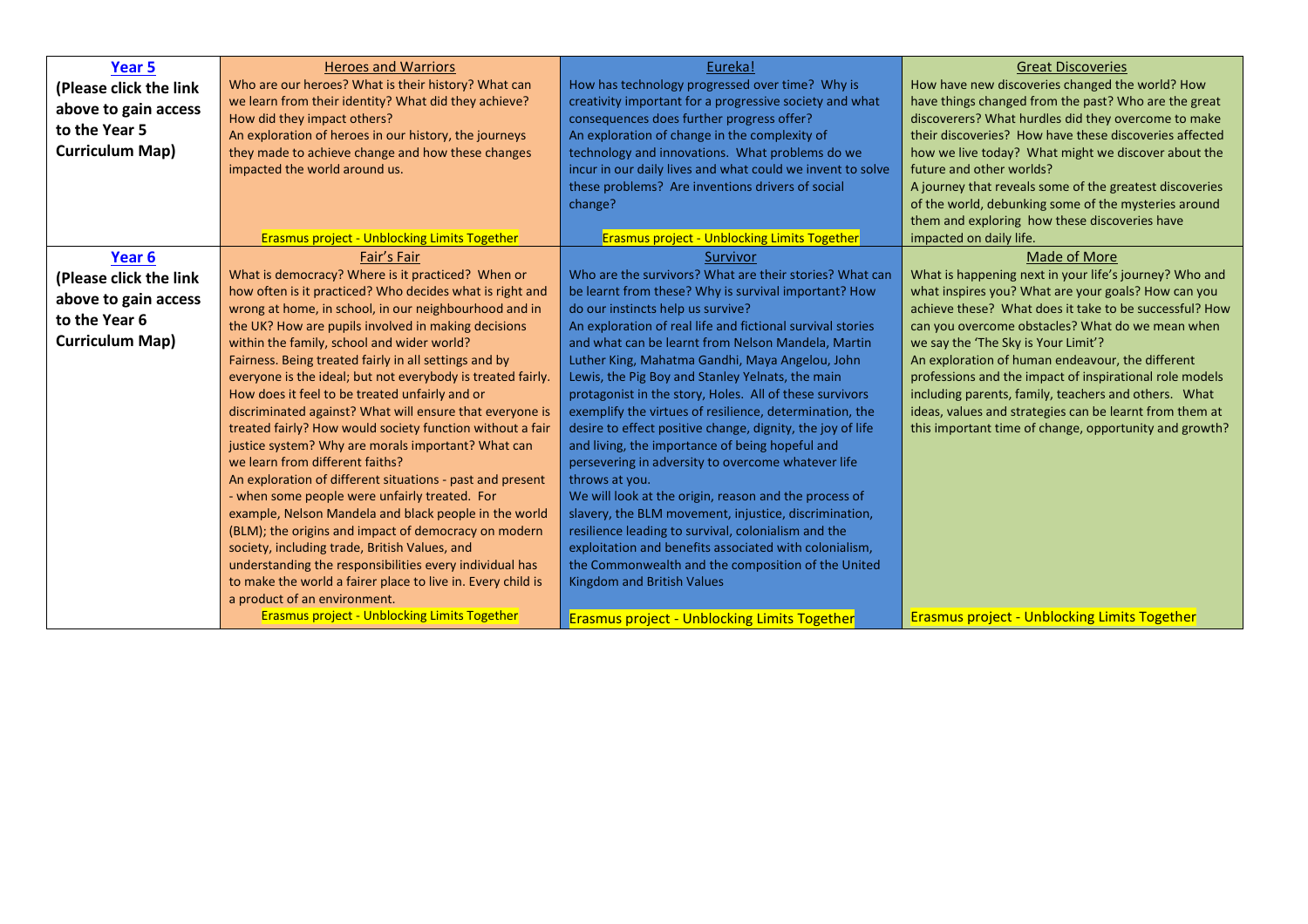| | | | |
|---|---|---|---|
| **Year 5** **(Please click the link above to gain access to the Year 5 Curriculum Map)** | Heroes and Warriors<br>Who are our heroes? What is their history? What can we learn from their identity? What did they achieve? How did they impact others?<br>An exploration of heroes in our history, the journeys they made to achieve change and how these changes impacted the world around us.<br>Erasmus project - Unblocking Limits Together | Eureka!<br>How has technology progressed over time? Why is creativity important for a progressive society and what consequences does further progress offer?<br>An exploration of change in the complexity of technology and innovations. What problems do we incur in our daily lives and what could we invent to solve these problems? Are inventions drivers of social change?<br>Erasmus project - Unblocking Limits Together | Great Discoveries<br>How have new discoveries changed the world? How have things changed from the past? Who are the great discoverers? What hurdles did they overcome to make their discoveries? How have these discoveries affected how we live today? What might we discover about the future and other worlds?<br>A journey that reveals some of the greatest discoveries of the world, debunking some of the mysteries around them and exploring how these discoveries have impacted on daily life. |
| **Year 6** **(Please click the link above to gain access to the Year 6 Curriculum Map)** | Fair's Fair<br>What is democracy? Where is it practiced? When or how often is it practiced? Who decides what is right and wrong at home, in school, in our neighbourhood and in the UK? How are pupils involved in making decisions within the family, school and wider world?<br>Fairness. Being treated fairly in all settings and by everyone is the ideal; but not everybody is treated fairly. How does it feel to be treated unfairly and or discriminated against? What will ensure that everyone is treated fairly? How would society function without a fair justice system? Why are morals important? What can we learn from different faiths?<br>An exploration of different situations - past and present - when some people were unfairly treated. For example, Nelson Mandela and black people in the world (BLM); the origins and impact of democracy on modern society, including trade, British Values, and understanding the responsibilities every individual has to make the world a fairer place to live in. Every child is a product of an environment.<br>Erasmus project - Unblocking Limits Together | Survivor<br>Who are the survivors? What are their stories? What can be learnt from these? Why is survival important? How do our instincts help us survive?<br>An exploration of real life and fictional survival stories and what can be learnt from Nelson Mandela, Martin Luther King, Mahatma Gandhi, Maya Angelou, John Lewis, the Pig Boy and Stanley Yelnats, the main protagonist in the story, Holes. All of these survivors exemplify the virtues of resilience, determination, the desire to effect positive change, dignity, the joy of life and living, the importance of being hopeful and persevering in adversity to overcome whatever life throws at you.<br>We will look at the origin, reason and the process of slavery, the BLM movement, injustice, discrimination, resilience leading to survival, colonialism and the exploitation and benefits associated with colonialism, the Commonwealth and the composition of the United Kingdom and British Values<br>Erasmus project - Unblocking Limits Together | Made of More<br>What is happening next in your life's journey? Who and what inspires you? What are your goals? How can you achieve these? What does it take to be successful? How can you overcome obstacles? What do we mean when we say the 'The Sky is Your Limit'?<br>An exploration of human endeavour, the different professions and the impact of inspirational role models including parents, family, teachers and others. What ideas, values and strategies can be learnt from them at this important time of change, opportunity and growth?<br>Erasmus project - Unblocking Limits Together |